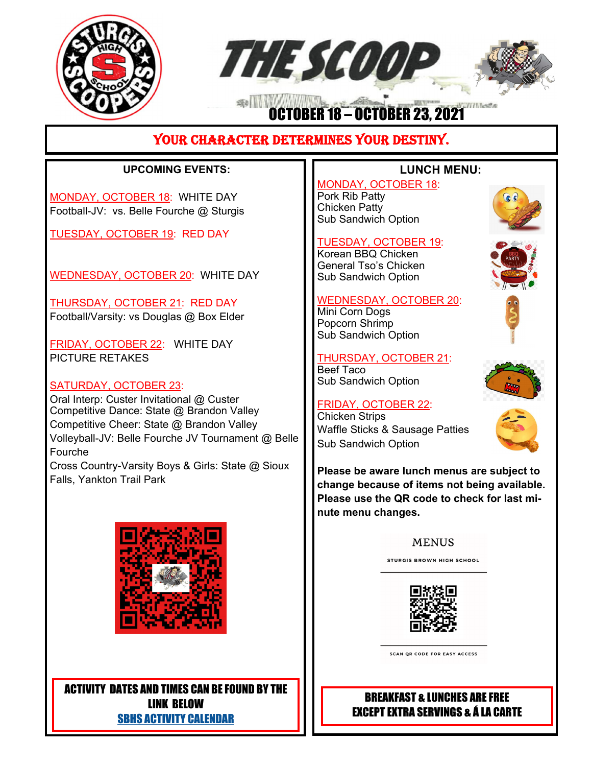# THE SCOOP

## OCTOBER 18 – OCTOBER 23, 2021

**YOUR CHARACTER DETERMINES YOUR DESTINY.**

### UPCOMING EVENTS:

MONDAY, OCTOBER 18: WHITE DAY
Football-JV: vs. Belle Fourche @ Sturgis

TUESDAY, OCTOBER 19: RED DAY

WEDNESDAY, OCTOBER 20: WHITE DAY

THURSDAY, OCTOBER 21: RED DAY
Football/Varsity: vs Douglas @ Box Elder

FRIDAY, OCTOBER 22: WHITE DAY
PICTURE RETAKES

SATURDAY, OCTOBER 23:
Oral Interp: Custer Invitational @ Custer
Competitive Dance: State @ Brandon Valley
Competitive Cheer: State @ Brandon Valley
Volleyball-JV: Belle Fourche JV Tournament @ Belle Fourche
Cross Country-Varsity Boys & Girls: State @ Sioux Falls, Yankton Trail Park

**ACTIVITY DATES AND TIMES CAN BE FOUND BY THE LINK BELOW**
**SBHS ACTIVITY CALENDAR**

### LUNCH MENU:

MONDAY, OCTOBER 18:
Pork Rib Patty
Chicken Patty
Sub Sandwich Option

TUESDAY, OCTOBER 19:
Korean BBQ Chicken
General Tso's Chicken
Sub Sandwich Option

WEDNESDAY, OCTOBER 20:
Mini Corn Dogs
Popcorn Shrimp
Sub Sandwich Option

THURSDAY, OCTOBER 21:
Beef Taco
Sub Sandwich Option

FRIDAY, OCTOBER 22:
Chicken Strips
Waffle Sticks & Sausage Patties
Sub Sandwich Option

**Please be aware lunch menus are subject to change because of items not being available. Please use the QR code to check for last minute menu changes.**

MENUS
STURGIS BROWN HIGH SCHOOL
SCAN QR CODE FOR EASY ACCESS

**BREAKFAST & LUNCHES ARE FREE EXCEPT EXTRA SERVINGS & Á LA CARTE**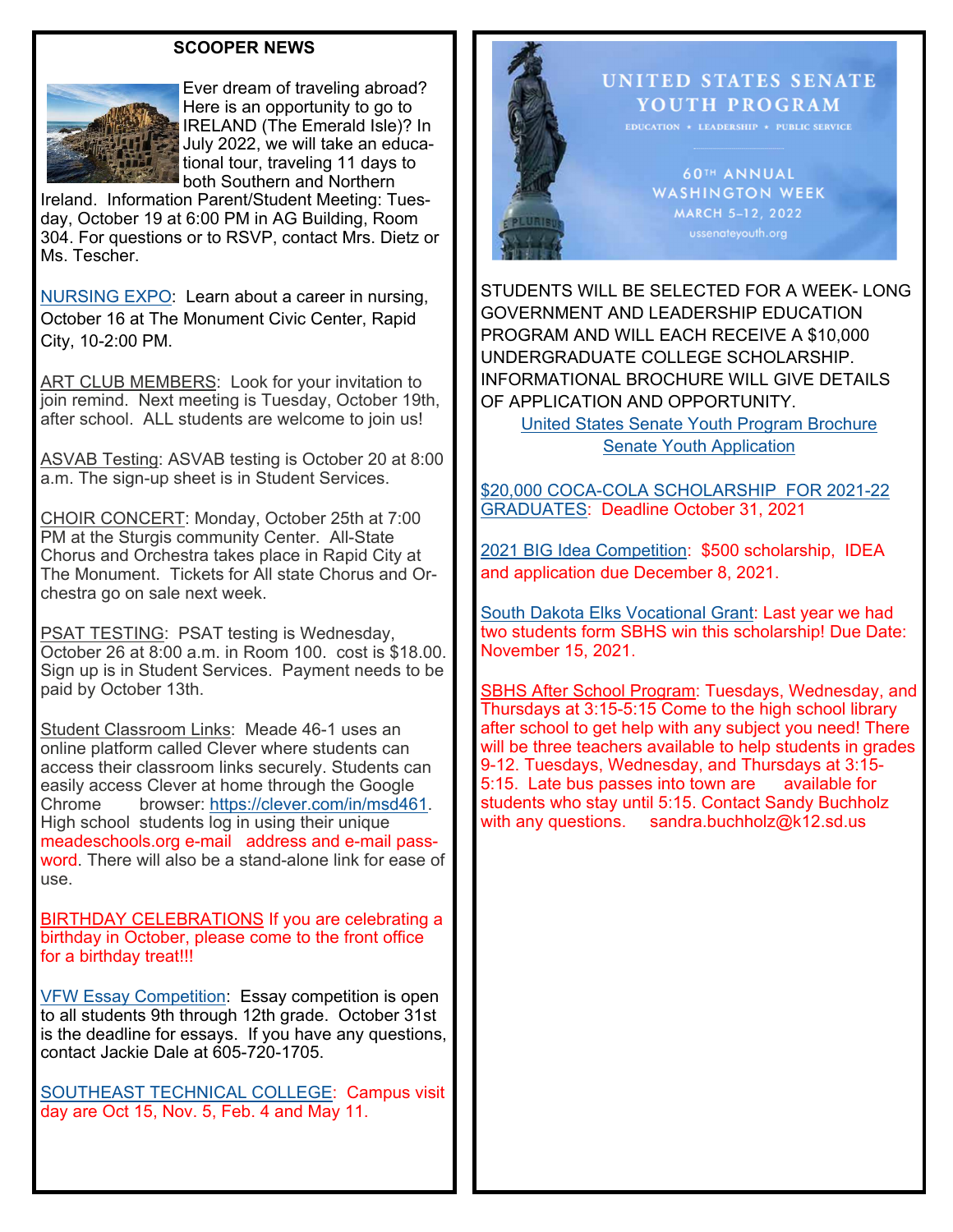## SCOOPER NEWS

Ever dream of traveling abroad? Here is an opportunity to go to IRELAND (The Emerald Isle)? In July 2022, we will take an educational tour, traveling 11 days to both Southern and Northern Ireland. Information Parent/Student Meeting: Tuesday, October 19 at 6:00 PM in AG Building, Room 304. For questions or to RSVP, contact Mrs. Dietz or Ms. Tescher.

NURSING EXPO: Learn about a career in nursing, October 16 at The Monument Civic Center, Rapid City, 10-2:00 PM.

ART CLUB MEMBERS: Look for your invitation to join remind. Next meeting is Tuesday, October 19th, after school. ALL students are welcome to join us!

ASVAB Testing: ASVAB testing is October 20 at 8:00 a.m. The sign-up sheet is in Student Services.

CHOIR CONCERT: Monday, October 25th at 7:00 PM at the Sturgis community Center. All-State Chorus and Orchestra takes place in Rapid City at The Monument. Tickets for All state Chorus and Orchestra go on sale next week.

PSAT TESTING: PSAT testing is Wednesday, October 26 at 8:00 a.m. in Room 100. cost is $18.00. Sign up is in Student Services. Payment needs to be paid by October 13th.

Student Classroom Links: Meade 46-1 uses an online platform called Clever where students can access their classroom links securely. Students can easily access Clever at home through the Google Chrome browser: https://clever.com/in/msd461. High school students log in using their unique meadeschools.org e-mail address and e-mail password. There will also be a stand-alone link for ease of use.

BIRTHDAY CELEBRATIONS If you are celebrating a birthday in October, please come to the front office for a birthday treat!!!

VFW Essay Competition: Essay competition is open to all students 9th through 12th grade. October 31st is the deadline for essays. If you have any questions, contact Jackie Dale at 605-720-1705.

SOUTHEAST TECHNICAL COLLEGE: Campus visit day are Oct 15, Nov. 5, Feb. 4 and May 11.

UNITED STATES SENATE YOUTH PROGRAM

EDUCATION • LEADERSHIP • PUBLIC SERVICE

60TH ANNUAL WASHINGTON WEEK

MARCH 5-12, 2022

ussenateyouth.org

STUDENTS WILL BE SELECTED FOR A WEEK- LONG GOVERNMENT AND LEADERSHIP EDUCATION PROGRAM AND WILL EACH RECEIVE A $10,000 UNDERGRADUATE COLLEGE SCHOLARSHIP. INFORMATIONAL BROCHURE WILL GIVE DETAILS OF APPLICATION AND OPPORTUNITY.

United States Senate Youth Program Brochure

Senate Youth Application

$20,000 COCA-COLA SCHOLARSHIP FOR 2021-22 GRADUATES: Deadline October 31, 2021

2021 BIG Idea Competition: $500 scholarship, IDEA and application due December 8, 2021.

South Dakota Elks Vocational Grant: Last year we had two students form SBHS win this scholarship! Due Date: November 15, 2021.

SBHS After School Program: Tuesdays, Wednesday, and Thursdays at 3:15-5:15 Come to the high school library after school to get help with any subject you need! There will be three teachers available to help students in grades 9-12. Tuesdays, Wednesday, and Thursdays at 3:15-5:15. Late bus passes into town are available for students who stay until 5:15. Contact Sandy Buchholz with any questions. sandra.buchholz@k12.sd.us